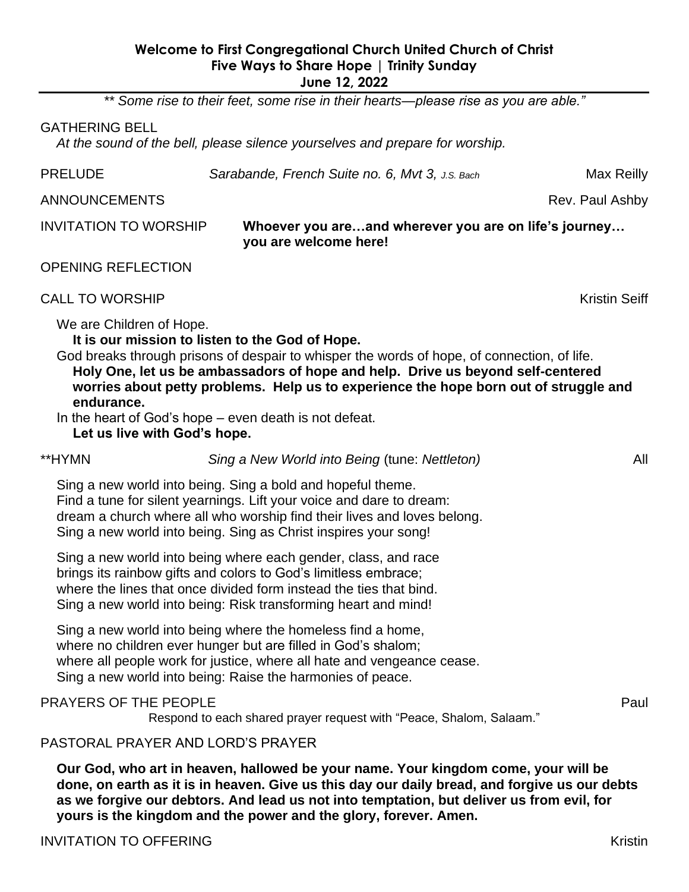**Welcome to First Congregational Church United Church of Christ**
**Five Ways to Share Hope | Trinity Sunday**
**June 12, 2022**

---

*** Some rise to their feet, some rise in their hearts—please rise as you are able."*

GATHERING BELL
*At the sound of the bell, please silence yourselves and prepare for worship.*

PRELUDE — *Sarabande, French Suite no. 6, Mvt 3, J.S. Bach* — Max Reilly

ANNOUNCEMENTS — Rev. Paul Ashby

INVITATION TO WORSHIP — **Whoever you are…and wherever you are on life's journey… you are welcome here!**

OPENING REFLECTION

CALL TO WORSHIP — Kristin Seiff

We are Children of Hope.
**It is our mission to listen to the God of Hope.**
God breaks through prisons of despair to whisper the words of hope, of connection, of life.
**Holy One, let us be ambassadors of hope and help. Drive us beyond self-centered worries about petty problems. Help us to experience the hope born out of struggle and endurance.**
In the heart of God's hope – even death is not defeat.
**Let us live with God's hope.**

**HYMN — *Sing a New World into Being* (tune: *Nettleton)* — All

Sing a new world into being. Sing a bold and hopeful theme.
Find a tune for silent yearnings. Lift your voice and dare to dream:
dream a church where all who worship find their lives and loves belong.
Sing a new world into being. Sing as Christ inspires your song!

Sing a new world into being where each gender, class, and race
brings its rainbow gifts and colors to God's limitless embrace;
where the lines that once divided form instead the ties that bind.
Sing a new world into being: Risk transforming heart and mind!

Sing a new world into being where the homeless find a home,
where no children ever hunger but are filled in God's shalom;
where all people work for justice, where all hate and vengeance cease.
Sing a new world into being: Raise the harmonies of peace.

PRAYERS OF THE PEOPLE — Paul
Respond to each shared prayer request with "Peace, Shalom, Salaam."

PASTORAL PRAYER AND LORD'S PRAYER

**Our God, who art in heaven, hallowed be your name. Your kingdom come, your will be done, on earth as it is in heaven. Give us this day our daily bread, and forgive us our debts as we forgive our debtors. And lead us not into temptation, but deliver us from evil, for yours is the kingdom and the power and the glory, forever. Amen.**

INVITATION TO OFFERING — Kristin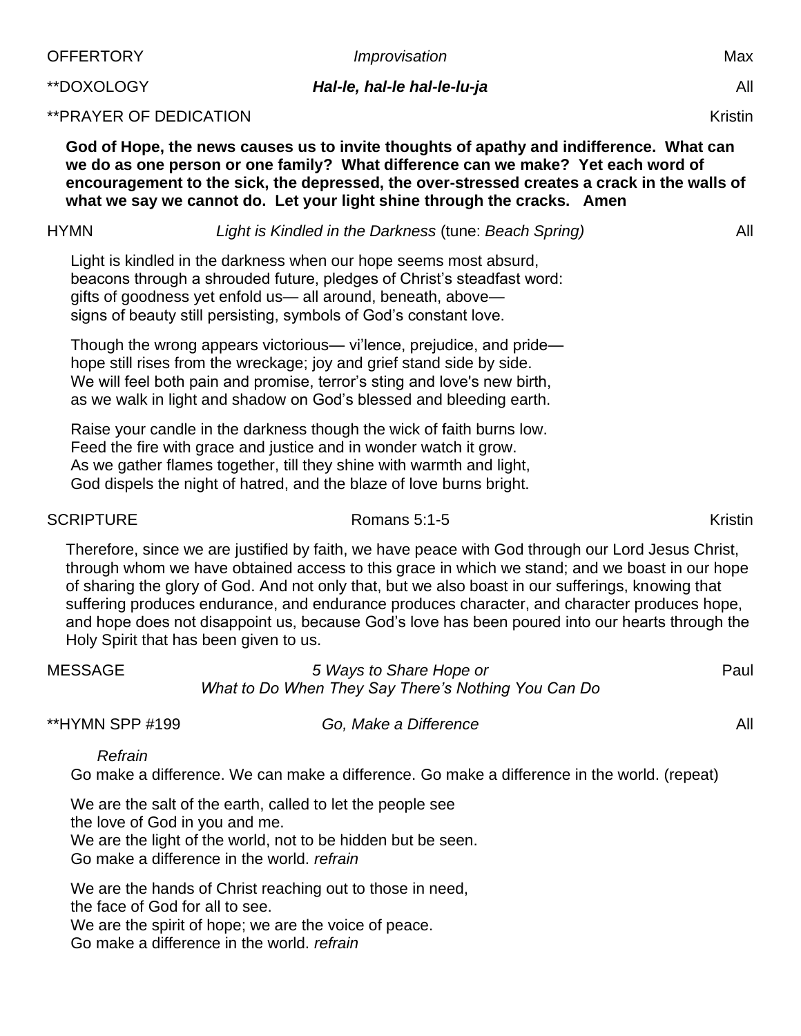OFFERTORY *Improvisation* Max

**DOXOLOGY ***Hal-le, hal-le hal-le-lu-ja*** All

**PRAYER OF DEDICATION Kristin

**God of Hope, the news causes us to invite thoughts of apathy and indifference. What can we do as one person or one family? What difference can we make? Yet each word of encouragement to the sick, the depressed, the over-stressed creates a crack in the walls of what we say we cannot do. Let your light shine through the cracks. Amen**

HYMN *Light is Kindled in the Darkness* (tune: *Beach Spring)* All

Light is kindled in the darkness when our hope seems most absurd,
beacons through a shrouded future, pledges of Christ's steadfast word:
gifts of goodness yet enfold us— all around, beneath, above—
signs of beauty still persisting, symbols of God's constant love.

Though the wrong appears victorious— vi'lence, prejudice, and pride—
hope still rises from the wreckage; joy and grief stand side by side.
We will feel both pain and promise, terror's sting and love's new birth,
as we walk in light and shadow on God's blessed and bleeding earth.

Raise your candle in the darkness though the wick of faith burns low.
Feed the fire with grace and justice and in wonder watch it grow.
As we gather flames together, till they shine with warmth and light,
God dispels the night of hatred, and the blaze of love burns bright.

SCRIPTURE Romans 5:1-5 Kristin

Therefore, since we are justified by faith, we have peace with God through our Lord Jesus Christ, through whom we have obtained access to this grace in which we stand; and we boast in our hope of sharing the glory of God. And not only that, but we also boast in our sufferings, knowing that suffering produces endurance, and endurance produces character, and character produces hope, and hope does not disappoint us, because God's love has been poured into our hearts through the Holy Spirit that has been given to us.

MESSAGE *5 Ways to Share Hope or* *What to Do When They Say There's Nothing You Can Do* Paul

**HYMN SPP #199 *Go, Make a Difference* All

*Refrain*
Go make a difference. We can make a difference. Go make a difference in the world. (repeat)

We are the salt of the earth, called to let the people see
the love of God in you and me.
We are the light of the world, not to be hidden but be seen.
Go make a difference in the world. *refrain*

We are the hands of Christ reaching out to those in need,
the face of God for all to see.
We are the spirit of hope; we are the voice of peace.
Go make a difference in the world. *refrain*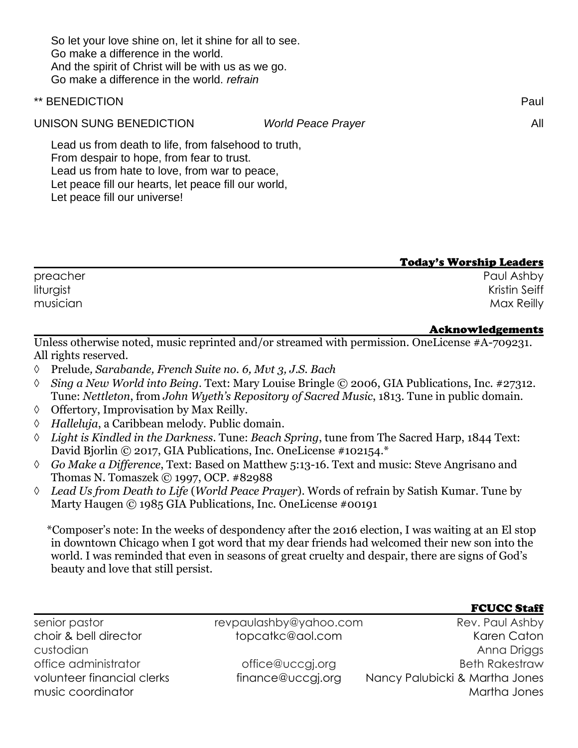So let your love shine on, let it shine for all to see.
Go make a difference in the world.
And the spirit of Christ will be with us as we go.
Go make a difference in the world. *refrain*

** BENEDICTION — Paul

UNISON SUNG BENEDICTION — *World Peace Prayer* — All

Lead us from death to life, from falsehood to truth,
From despair to hope, from fear to trust.
Lead us from hate to love, from war to peace,
Let peace fill our hearts, let peace fill our world,
Let peace fill our universe!

## Today's Worship Leaders

| | |
|---|---|
| preacher | Paul Ashby |
| liturgist | Kristin Seiff |
| musician | Max Reilly |

## Acknowledgements

Unless otherwise noted, music reprinted and/or streamed with permission. OneLicense #A-709231. All rights reserved.

- ◊ Prelude*, Sarabande, French Suite no. 6, Mvt 3, J.S. Bach*
- ◊ *Sing a New World into Being*. Text: Mary Louise Bringle © 2006, GIA Publications, Inc. #27312. Tune: *Nettleton*, from *John Wyeth's Repository of Sacred Music*, 1813. Tune in public domain.
- ◊ Offertory, Improvisation by Max Reilly.
- ◊ *Halleluja*, a Caribbean melody. Public domain.
- ◊ *Light is Kindled in the Darkness*. Tune: *Beach Spring*, tune from The Sacred Harp, 1844 Text: David Bjorlin © 2017, GIA Publications, Inc. OneLicense #102154.*
- ◊ *Go Make a Difference*, Text: Based on Matthew 5:13-16. Text and music: Steve Angrisano and Thomas N. Tomaszek © 1997, OCP. #82988
- ◊ *Lead Us from Death to Life* (*World Peace Prayer*). Words of refrain by Satish Kumar. Tune by Marty Haugen © 1985 GIA Publications, Inc. OneLicense #00191

*Composer's note: In the weeks of despondency after the 2016 election, I was waiting at an El stop in downtown Chicago when I got word that my dear friends had welcomed their new son into the world. I was reminded that even in seasons of great cruelty and despair, there are signs of God's beauty and love that still persist.

## FCUCC Staff

| | | |
|---|---|---|
| senior pastor | revpaulashby@yahoo.com | Rev. Paul Ashby |
| choir & bell director | topcatkc@aol.com | Karen Caton |
| custodian | | Anna Driggs |
| office administrator | office@uccgj.org | Beth Rakestraw |
| volunteer financial clerks | finance@uccgj.org | Nancy Palubicki & Martha Jones |
| music coordinator | | Martha Jones |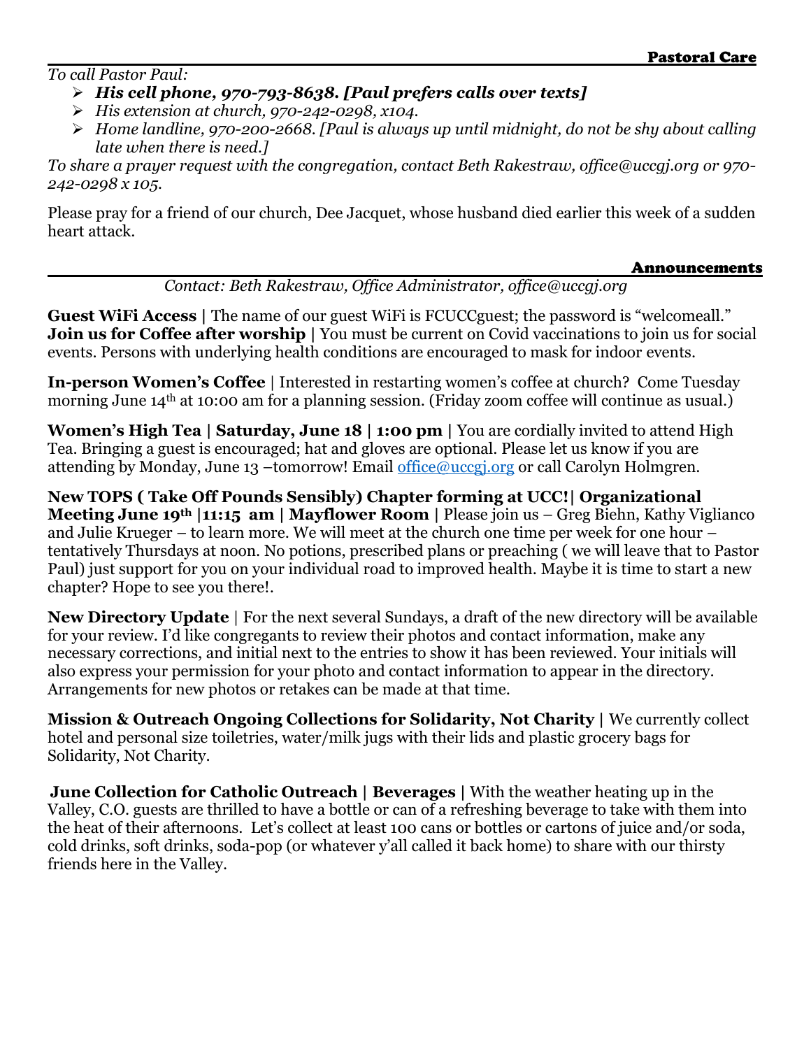## Pastoral Care

*To call Pastor Paul:*

- ***His cell phone, 970-793-8638. [Paul prefers calls over texts]***
- *His extension at church, 970-242-0298, x104.*
- *Home landline, 970-200-2668. [Paul is always up until midnight, do not be shy about calling late when there is need.]*

*To share a prayer request with the congregation, contact Beth Rakestraw, office@uccgj.org or 970-242-0298 x 105.*

Please pray for a friend of our church, Dee Jacquet, whose husband died earlier this week of a sudden heart attack.

## Announcements

*Contact: Beth Rakestraw, Office Administrator, office@uccgj.org*

**Guest WiFi Access |** The name of our guest WiFi is FCUCCguest; the password is "welcomeall."
**Join us for Coffee after worship |** You must be current on Covid vaccinations to join us for social events. Persons with underlying health conditions are encouraged to mask for indoor events.

**In-person Women's Coffee** | Interested in restarting women's coffee at church? Come Tuesday morning June 14th at 10:00 am for a planning session. (Friday zoom coffee will continue as usual.)

**Women's High Tea | Saturday, June 18 | 1:00 pm |** You are cordially invited to attend High Tea. Bringing a guest is encouraged; hat and gloves are optional. Please let us know if you are attending by Monday, June 13 –tomorrow! Email office@uccgj.org or call Carolyn Holmgren.

**New TOPS ( Take Off Pounds Sensibly) Chapter forming at UCC!| Organizational Meeting June 19th |11:15 am | Mayflower Room |** Please join us – Greg Biehn, Kathy Viglianco and Julie Krueger – to learn more. We will meet at the church one time per week for one hour – tentatively Thursdays at noon. No potions, prescribed plans or preaching ( we will leave that to Pastor Paul) just support for you on your individual road to improved health. Maybe it is time to start a new chapter? Hope to see you there!.

**New Directory Update** | For the next several Sundays, a draft of the new directory will be available for your review. I'd like congregants to review their photos and contact information, make any necessary corrections, and initial next to the entries to show it has been reviewed. Your initials will also express your permission for your photo and contact information to appear in the directory. Arrangements for new photos or retakes can be made at that time.

**Mission & Outreach Ongoing Collections for Solidarity, Not Charity |** We currently collect hotel and personal size toiletries, water/milk jugs with their lids and plastic grocery bags for Solidarity, Not Charity.

**June Collection for Catholic Outreach | Beverages |** With the weather heating up in the Valley, C.O. guests are thrilled to have a bottle or can of a refreshing beverage to take with them into the heat of their afternoons. Let's collect at least 100 cans or bottles or cartons of juice and/or soda, cold drinks, soft drinks, soda-pop (or whatever y'all called it back home) to share with our thirsty friends here in the Valley.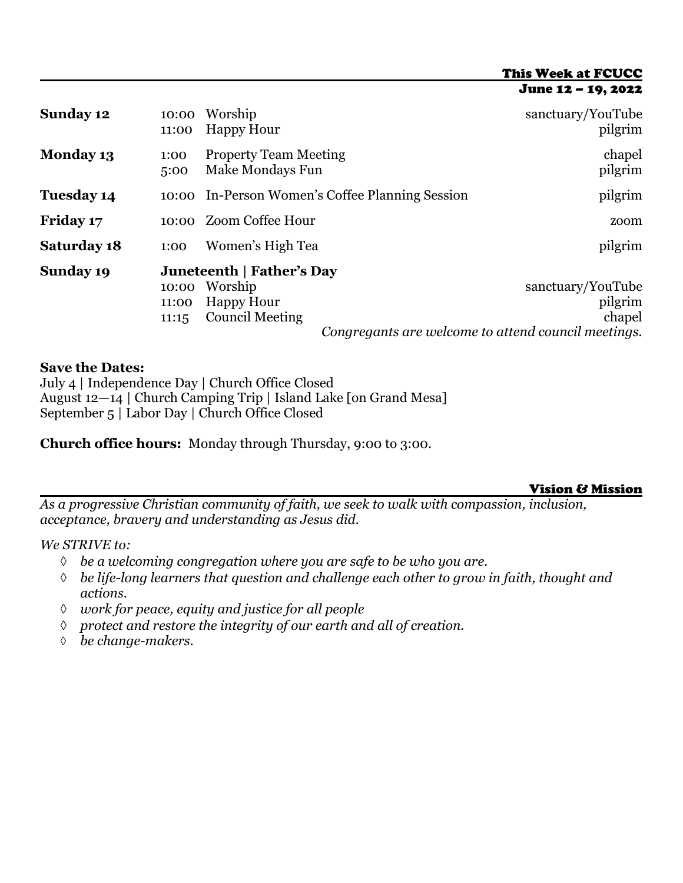## This Week at FCUCC
## June 12 – 19, 2022

| | | | |
|---|---|---|---|
| **Sunday 12** | 10:00 | Worship | sanctuary/YouTube |
| | 11:00 | Happy Hour | pilgrim |
| **Monday 13** | 1:00 | Property Team Meeting | chapel |
| | 5:00 | Make Mondays Fun | pilgrim |
| **Tuesday 14** | 10:00 | In-Person Women's Coffee Planning Session | pilgrim |
| **Friday 17** | 10:00 | Zoom Coffee Hour | zoom |
| **Saturday 18** | 1:00 | Women's High Tea | pilgrim |
| **Sunday 19** | **Juneteenth \| Father's Day** | | |
| | 10:00 | Worship | sanctuary/YouTube |
| | 11:00 | Happy Hour | pilgrim |
| | 11:15 | Council Meeting | chapel |
| | | | *Congregants are welcome to attend council meetings.* |

**Save the Dates:**
July 4 | Independence Day | Church Office Closed
August 12—14 | Church Camping Trip | Island Lake [on Grand Mesa]
September 5 | Labor Day | Church Office Closed

**Church office hours:** Monday through Thursday, 9:00 to 3:00.

## Vision & Mission

*As a progressive Christian community of faith, we seek to walk with compassion, inclusion, acceptance, bravery and understanding as Jesus did.*

*We STRIVE to:*

- ◊ *be a welcoming congregation where you are safe to be who you are.*
- ◊ *be life-long learners that question and challenge each other to grow in faith, thought and actions.*
- ◊ *work for peace, equity and justice for all people*
- ◊ *protect and restore the integrity of our earth and all of creation.*
- ◊ *be change-makers.*